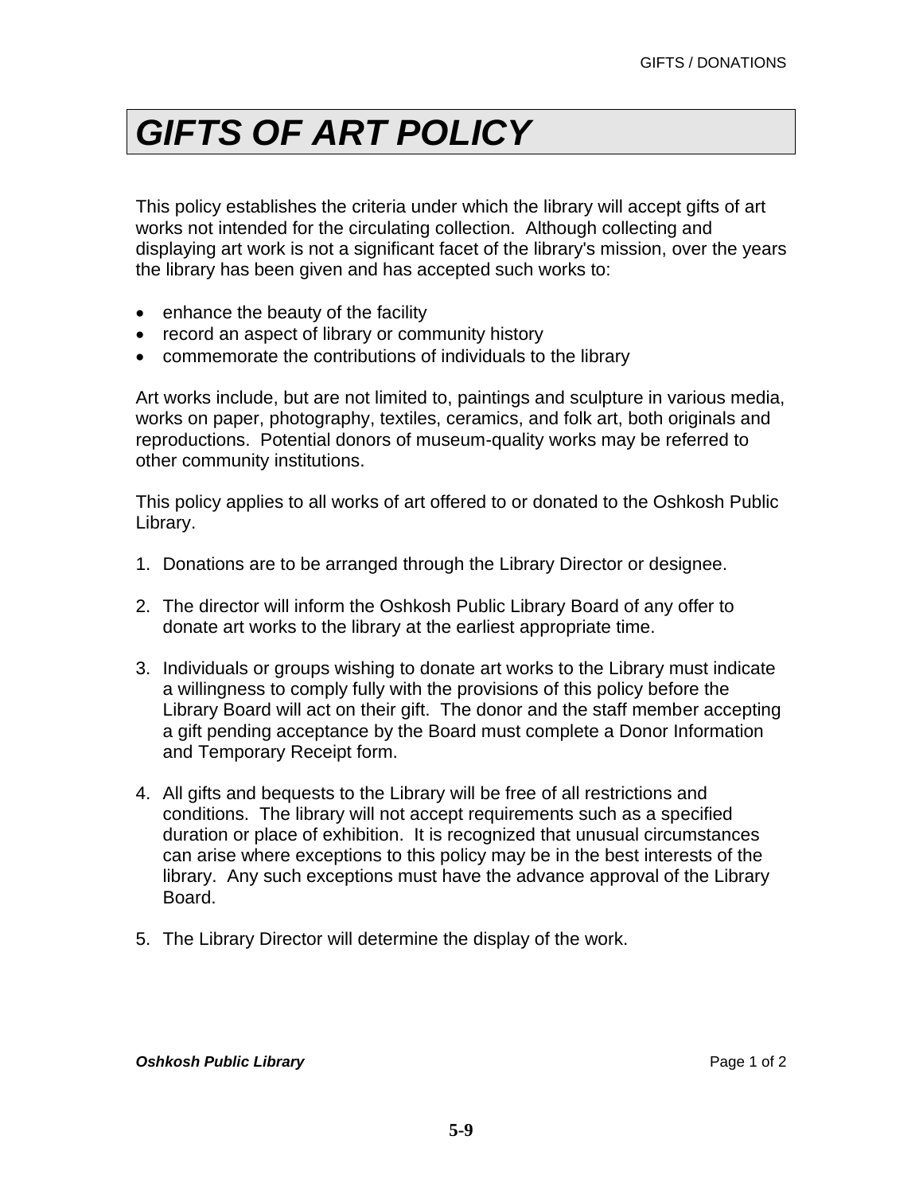# *GIFTS OF ART POLICY*

This policy establishes the criteria under which the library will accept gifts of art works not intended for the circulating collection. Although collecting and displaying art work is not a significant facet of the library's mission, over the years the library has been given and has accepted such works to:

- enhance the beauty of the facility
- record an aspect of library or community history
- commemorate the contributions of individuals to the library

Art works include, but are not limited to, paintings and sculpture in various media, works on paper, photography, textiles, ceramics, and folk art, both originals and reproductions. Potential donors of museum-quality works may be referred to other community institutions.

This policy applies to all works of art offered to or donated to the Oshkosh Public Library.

1. Donations are to be arranged through the Library Director or designee.

2. The director will inform the Oshkosh Public Library Board of any offer to donate art works to the library at the earliest appropriate time.

3. Individuals or groups wishing to donate art works to the Library must indicate a willingness to comply fully with the provisions of this policy before the Library Board will act on their gift. The donor and the staff member accepting a gift pending acceptance by the Board must complete a Donor Information and Temporary Receipt form.

4. All gifts and bequests to the Library will be free of all restrictions and conditions. The library will not accept requirements such as a specified duration or place of exhibition. It is recognized that unusual circumstances can arise where exceptions to this policy may be in the best interests of the library. Any such exceptions must have the advance approval of the Library Board.

5. The Library Director will determine the display of the work.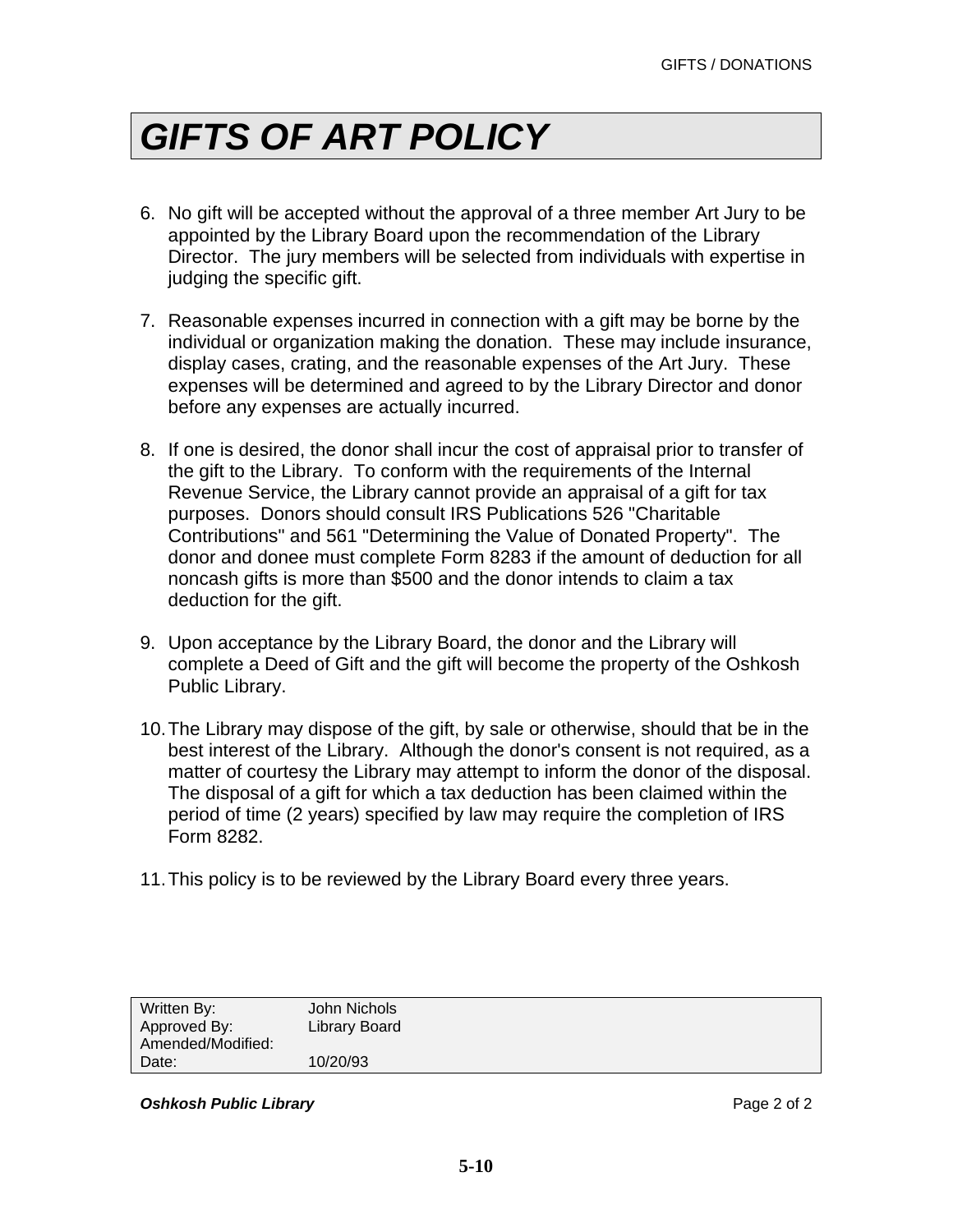# GIFTS OF ART POLICY

6. No gift will be accepted without the approval of a three member Art Jury to be appointed by the Library Board upon the recommendation of the Library Director. The jury members will be selected from individuals with expertise in judging the specific gift.

7. Reasonable expenses incurred in connection with a gift may be borne by the individual or organization making the donation. These may include insurance, display cases, crating, and the reasonable expenses of the Art Jury. These expenses will be determined and agreed to by the Library Director and donor before any expenses are actually incurred.

8. If one is desired, the donor shall incur the cost of appraisal prior to transfer of the gift to the Library. To conform with the requirements of the Internal Revenue Service, the Library cannot provide an appraisal of a gift for tax purposes. Donors should consult IRS Publications 526 "Charitable Contributions" and 561 "Determining the Value of Donated Property". The donor and donee must complete Form 8283 if the amount of deduction for all noncash gifts is more than $500 and the donor intends to claim a tax deduction for the gift.

9. Upon acceptance by the Library Board, the donor and the Library will complete a Deed of Gift and the gift will become the property of the Oshkosh Public Library.

10. The Library may dispose of the gift, by sale or otherwise, should that be in the best interest of the Library. Although the donor's consent is not required, as a matter of courtesy the Library may attempt to inform the donor of the disposal. The disposal of a gift for which a tax deduction has been claimed within the period of time (2 years) specified by law may require the completion of IRS Form 8282.

11. This policy is to be reviewed by the Library Board every three years.

| | |
|---|---|
| Written By: | John Nichols |
| Approved By: | Library Board |
| Amended/Modified: | |
| Date: | 10/20/93 |

***Oshkosh Public Library***